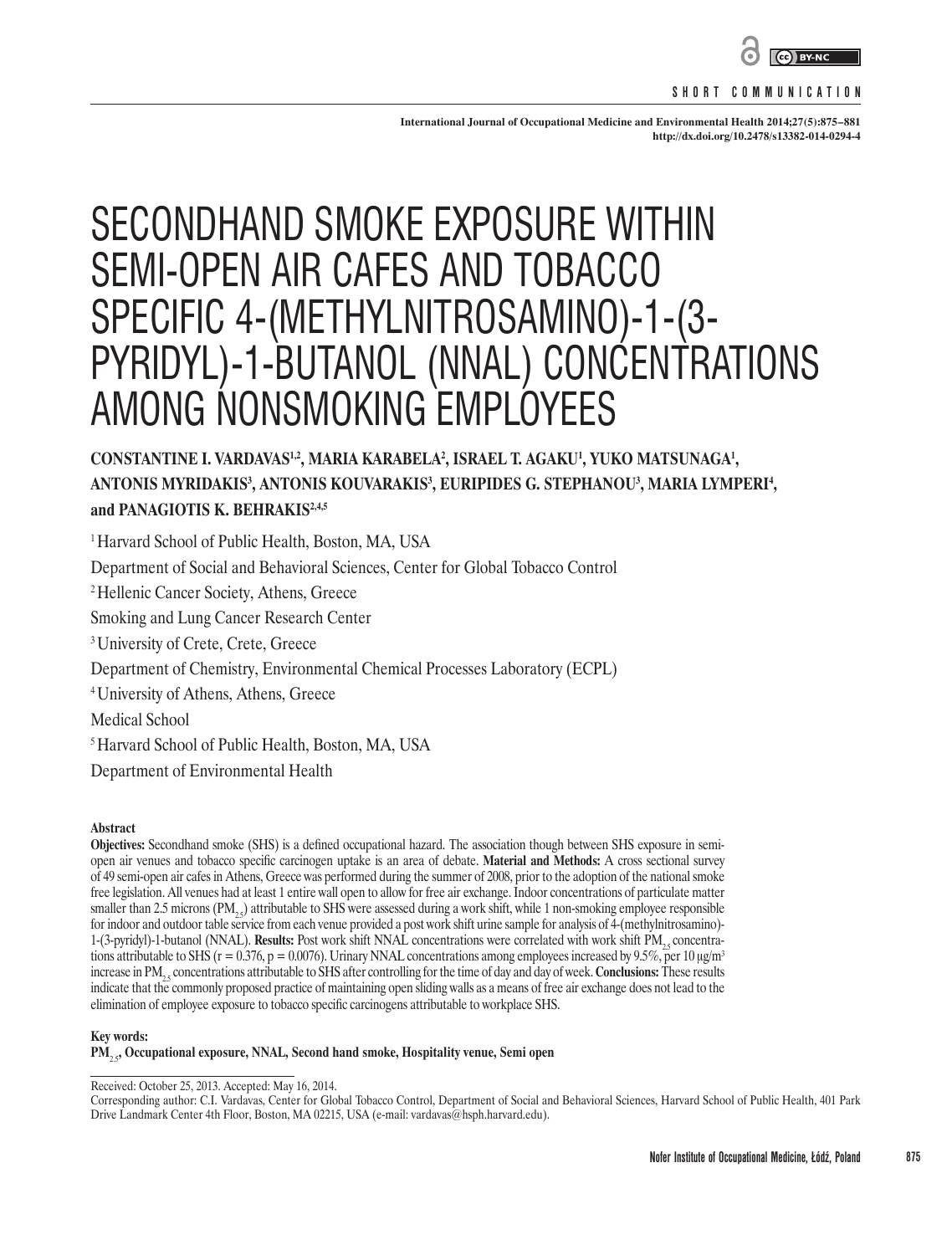SHORT COMMUNICATION

# SECONDHAND SMOKE EXPOSURE WITHIN SEMI-OPEN AIR CAFES AND TOBACCO SPECIFIC 4-(METHYLNITROSAMINO)-1-(3-PYRIDYL)-1-BUTANOL (NNAL) CONCENTRATIONS AMONG NONSMOKING EMPLOYEES

**CONSTANTINE I. VARDAVAS[1,2], MARIA KARABELA[2], ISRAEL T. AGAKU[1], YUKO MATSUNAGA[1], ANTONIS MYRIDAKIS[3], ANTONIS KOUVARAKIS[3], EURIPIDES G. STEPHANOU[3], MARIA LYMPERI[4], and PANAGIOTIS K. BEHRAKIS[2,4,5]**

[1] Harvard School of Public Health, Boston, MA, USA
Department of Social and Behavioral Sciences, Center for Global Tobacco Control
[2] Hellenic Cancer Society, Athens, Greece
Smoking and Lung Cancer Research Center
[3] University of Crete, Crete, Greece
Department of Chemistry, Environmental Chemical Processes Laboratory (ECPL)
[4] University of Athens, Athens, Greece
Medical School
[5] Harvard School of Public Health, Boston, MA, USA
Department of Environmental Health

## Abstract

**Objectives:** Secondhand smoke (SHS) is a defined occupational hazard. The association though between SHS exposure in semi-open air venues and tobacco specific carcinogen uptake is an area of debate. **Material and Methods:** A cross sectional survey of 49 semi-open air cafes in Athens, Greece was performed during the summer of 2008, prior to the adoption of the national smoke free legislation. All venues had at least 1 entire wall open to allow for free air exchange. Indoor concentrations of particulate matter smaller than 2.5 microns ($PM_{2.5}$) attributable to SHS were assessed during a work shift, while 1 non-smoking employee responsible for indoor and outdoor table service from each venue provided a post work shift urine sample for analysis of 4-(methylnitrosamino)-1-(3-pyridyl)-1-butanol (NNAL). **Results:** Post work shift NNAL concentrations were correlated with work shift $PM_{2.5}$ concentrations attributable to SHS ($r = 0.376$, $p = 0.0076$). Urinary NNAL concentrations among employees increased by 9.5%, per 10 μg/m$^3$ increase in $PM_{2.5}$ concentrations attributable to SHS after controlling for the time of day and day of week. **Conclusions:** These results indicate that the commonly proposed practice of maintaining open sliding walls as a means of free air exchange does not lead to the elimination of employee exposure to tobacco specific carcinogens attributable to workplace SHS.

**Key words:**
**$PM_{2.5}$, Occupational exposure, NNAL, Second hand smoke, Hospitality venue, Semi open**

Received: October 25, 2013. Accepted: May 16, 2014.
Corresponding author: C.I. Vardavas, Center for Global Tobacco Control, Department of Social and Behavioral Sciences, Harvard School of Public Health, 401 Park Drive Landmark Center 4th Floor, Boston, MA 02215, USA (e-mail: vardavas@hsph.harvard.edu).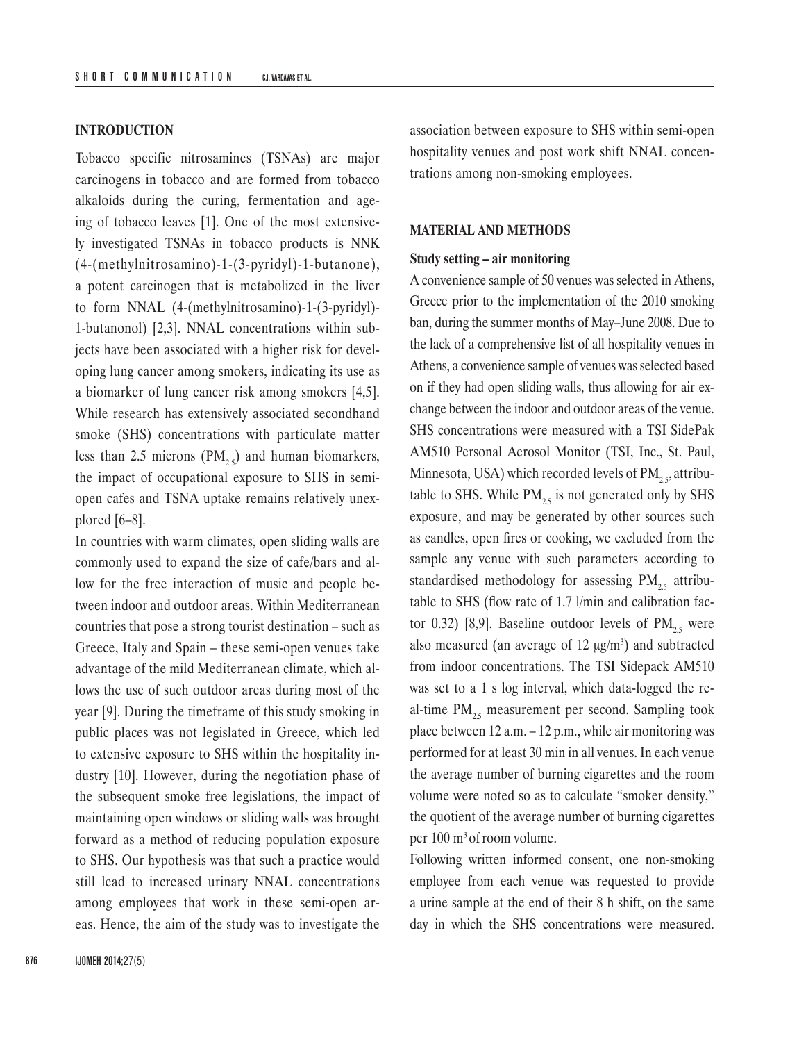## INTRODUCTION

Tobacco specific nitrosamines (TSNAs) are major carcinogens in tobacco and are formed from tobacco alkaloids during the curing, fermentation and ageing of tobacco leaves [1]. One of the most extensively investigated TSNAs in tobacco products is NNK (4-(methylnitrosamino)-1-(3-pyridyl)-1-butanone), a potent carcinogen that is metabolized in the liver to form NNAL (4-(methylnitrosamino)-1-(3-pyridyl)-1-butanonol) [2,3]. NNAL concentrations within subjects have been associated with a higher risk for developing lung cancer among smokers, indicating its use as a biomarker of lung cancer risk among smokers [4,5]. While research has extensively associated secondhand smoke (SHS) concentrations with particulate matter less than 2.5 microns ($PM_{2.5}$) and human biomarkers, the impact of occupational exposure to SHS in semi-open cafes and TSNA uptake remains relatively unexplored [6–8].

In countries with warm climates, open sliding walls are commonly used to expand the size of cafe/bars and allow for the free interaction of music and people between indoor and outdoor areas. Within Mediterranean countries that pose a strong tourist destination – such as Greece, Italy and Spain – these semi-open venues take advantage of the mild Mediterranean climate, which allows the use of such outdoor areas during most of the year [9]. During the timeframe of this study smoking in public places was not legislated in Greece, which led to extensive exposure to SHS within the hospitality industry [10]. However, during the negotiation phase of the subsequent smoke free legislations, the impact of maintaining open windows or sliding walls was brought forward as a method of reducing population exposure to SHS. Our hypothesis was that such a practice would still lead to increased urinary NNAL concentrations among employees that work in these semi-open areas. Hence, the aim of the study was to investigate the association between exposure to SHS within semi-open hospitality venues and post work shift NNAL concentrations among non-smoking employees.

## MATERIAL AND METHODS

### Study setting – air monitoring

A convenience sample of 50 venues was selected in Athens, Greece prior to the implementation of the 2010 smoking ban, during the summer months of May–June 2008. Due to the lack of a comprehensive list of all hospitality venues in Athens, a convenience sample of venues was selected based on if they had open sliding walls, thus allowing for air exchange between the indoor and outdoor areas of the venue. SHS concentrations were measured with a TSI SidePak AM510 Personal Aerosol Monitor (TSI, Inc., St. Paul, Minnesota, USA) which recorded levels of $PM_{2.5}$, attributable to SHS. While $PM_{2.5}$ is not generated only by SHS exposure, and may be generated by other sources such as candles, open fires or cooking, we excluded from the sample any venue with such parameters according to standardised methodology for assessing $PM_{2.5}$ attributable to SHS (flow rate of 1.7 l/min and calibration factor 0.32) [8,9]. Baseline outdoor levels of $PM_{2.5}$ were also measured (an average of 12 $\mu g/m^3$) and subtracted from indoor concentrations. The TSI Sidepack AM510 was set to a 1 s log interval, which data-logged the real-time $PM_{2.5}$ measurement per second. Sampling took place between 12 a.m. – 12 p.m., while air monitoring was performed for at least 30 min in all venues. In each venue the average number of burning cigarettes and the room volume were noted so as to calculate "smoker density," the quotient of the average number of burning cigarettes per 100 $m^3$ of room volume.

Following written informed consent, one non-smoking employee from each venue was requested to provide a urine sample at the end of their 8 h shift, on the same day in which the SHS concentrations were measured.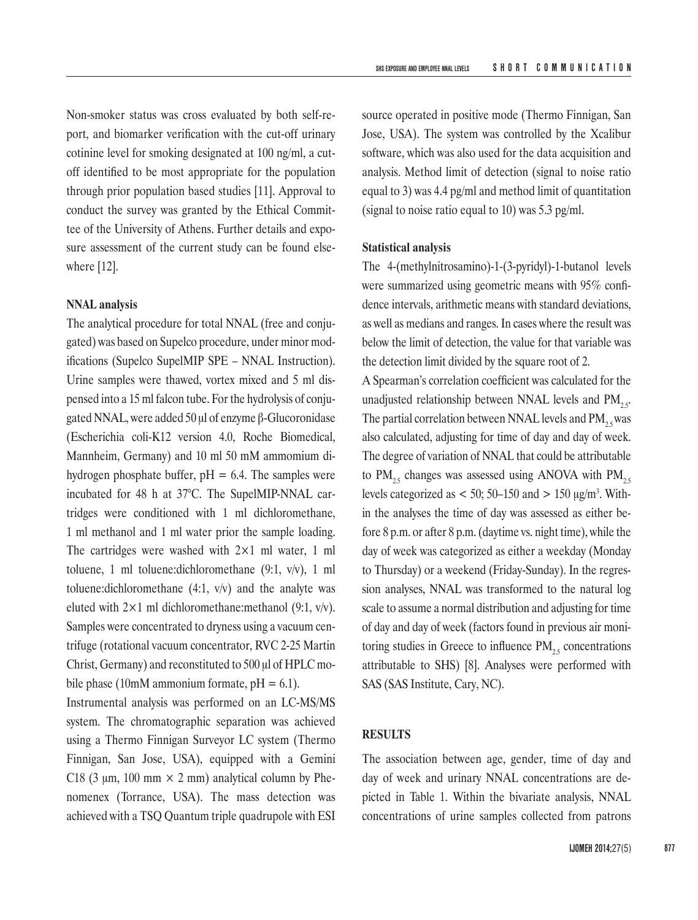Non-smoker status was cross evaluated by both self-report, and biomarker verification with the cut-off urinary cotinine level for smoking designated at 100 ng/ml, a cut-off identified to be most appropriate for the population through prior population based studies [11]. Approval to conduct the survey was granted by the Ethical Committee of the University of Athens. Further details and exposure assessment of the current study can be found elsewhere [12].

**NNAL analysis**

The analytical procedure for total NNAL (free and conjugated) was based on Supelco procedure, under minor modifications (Supelco SupelMIP SPE – NNAL Instruction). Urine samples were thawed, vortex mixed and 5 ml dispensed into a 15 ml falcon tube. For the hydrolysis of conjugated NNAL, were added 50 μl of enzyme β-Glucoronidase (Escherichia coli-K12 version 4.0, Roche Biomedical, Mannheim, Germany) and 10 ml 50 mM ammomium dihydrogen phosphate buffer, pH = 6.4. The samples were incubated for 48 h at 37°C. The SupelMIP-NNAL cartridges were conditioned with 1 ml dichloromethane, 1 ml methanol and 1 ml water prior the sample loading. The cartridges were washed with 2×1 ml water, 1 ml toluene, 1 ml toluene:dichloromethane (9:1, v/v), 1 ml toluene:dichloromethane (4:1, v/v) and the analyte was eluted with 2×1 ml dichloromethane:methanol (9:1, v/v). Samples were concentrated to dryness using a vacuum centrifuge (rotational vacuum concentrator, RVC 2-25 Martin Christ, Germany) and reconstituted to 500 μl of HPLC mobile phase (10mM ammonium formate, pH = 6.1).

Instrumental analysis was performed on an LC-MS/MS system. The chromatographic separation was achieved using a Thermo Finnigan Surveyor LC system (Thermo Finnigan, San Jose, USA), equipped with a Gemini C18 (3 μm, 100 mm × 2 mm) analytical column by Phenomenex (Torrance, USA). The mass detection was achieved with a TSQ Quantum triple quadrupole with ESI source operated in positive mode (Thermo Finnigan, San Jose, USA). The system was controlled by the Xcalibur software, which was also used for the data acquisition and analysis. Method limit of detection (signal to noise ratio equal to 3) was 4.4 pg/ml and method limit of quantitation (signal to noise ratio equal to 10) was 5.3 pg/ml.

**Statistical analysis**

The 4-(methylnitrosamino)-1-(3-pyridyl)-1-butanol levels were summarized using geometric means with 95% confidence intervals, arithmetic means with standard deviations, as well as medians and ranges. In cases where the result was below the limit of detection, the value for that variable was the detection limit divided by the square root of 2.

A Spearman's correlation coefficient was calculated for the unadjusted relationship between NNAL levels and $PM_{2.5}$. The partial correlation between NNAL levels and $PM_{2.5}$ was also calculated, adjusting for time of day and day of week. The degree of variation of NNAL that could be attributable to $PM_{2.5}$ changes was assessed using ANOVA with $PM_{2.5}$ levels categorized as < 50; 50–150 and > 150 μg/m³. Within the analyses the time of day was assessed as either before 8 p.m. or after 8 p.m. (daytime vs. night time), while the day of week was categorized as either a weekday (Monday to Thursday) or a weekend (Friday-Sunday). In the regression analyses, NNAL was transformed to the natural log scale to assume a normal distribution and adjusting for time of day and day of week (factors found in previous air monitoring studies in Greece to influence $PM_{2.5}$ concentrations attributable to SHS) [8]. Analyses were performed with SAS (SAS Institute, Cary, NC).

## RESULTS

The association between age, gender, time of day and day of week and urinary NNAL concentrations are depicted in Table 1. Within the bivariate analysis, NNAL concentrations of urine samples collected from patrons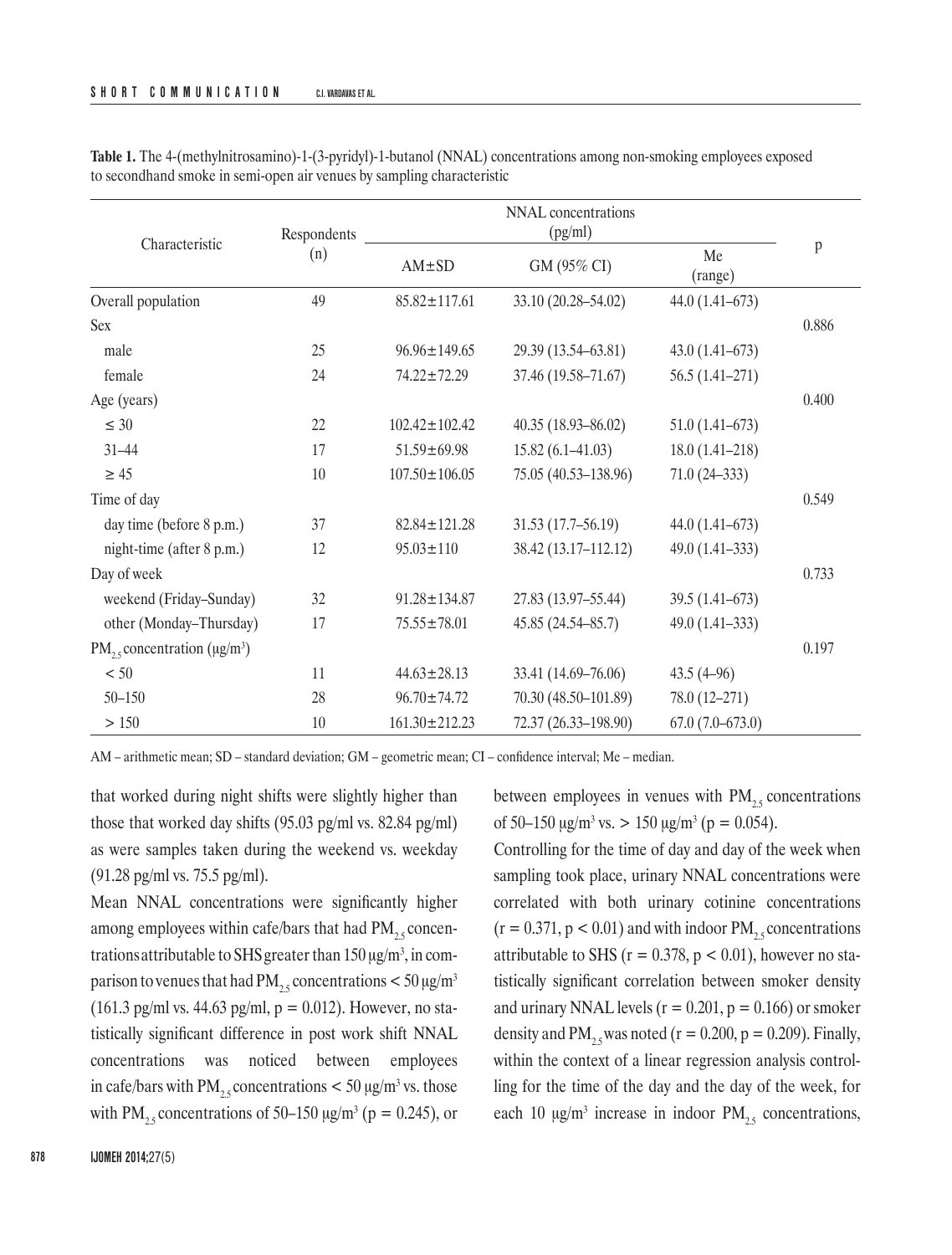**Table 1.** The 4-(methylnitrosamino)-1-(3-pyridyl)-1-butanol (NNAL) concentrations among non-smoking employees exposed to secondhand smoke in semi-open air venues by sampling characteristic

| Characteristic | Respondents (n) | NNAL concentrations (pg/ml) | | | p |
|---|---|---|---|---|---|
| | | AM±SD | GM (95% CI) | Me (range) | |
| Overall population | 49 | 85.82±117.61 | 33.10 (20.28–54.02) | 44.0 (1.41–673) | |
| Sex | | | | | 0.886 |
| male | 25 | 96.96±149.65 | 29.39 (13.54–63.81) | 43.0 (1.41–673) | |
| female | 24 | 74.22±72.29 | 37.46 (19.58–71.67) | 56.5 (1.41–271) | |
| Age (years) | | | | | 0.400 |
| ≤ 30 | 22 | 102.42±102.42 | 40.35 (18.93–86.02) | 51.0 (1.41–673) | |
| 31–44 | 17 | 51.59±69.98 | 15.82 (6.1–41.03) | 18.0 (1.41–218) | |
| ≥ 45 | 10 | 107.50±106.05 | 75.05 (40.53–138.96) | 71.0 (24–333) | |
| Time of day | | | | | 0.549 |
| day time (before 8 p.m.) | 37 | 82.84±121.28 | 31.53 (17.7–56.19) | 44.0 (1.41–673) | |
| night-time (after 8 p.m.) | 12 | 95.03±110 | 38.42 (13.17–112.12) | 49.0 (1.41–333) | |
| Day of week | | | | | 0.733 |
| weekend (Friday–Sunday) | 32 | 91.28±134.87 | 27.83 (13.97–55.44) | 39.5 (1.41–673) | |
| other (Monday–Thursday) | 17 | 75.55±78.01 | 45.85 (24.54–85.7) | 49.0 (1.41–333) | |
| $PM_{2.5}$ concentration (μg/m³) | | | | | 0.197 |
| < 50 | 11 | 44.63±28.13 | 33.41 (14.69–76.06) | 43.5 (4–96) | |
| 50–150 | 28 | 96.70±74.72 | 70.30 (48.50–101.89) | 78.0 (12–271) | |
| > 150 | 10 | 161.30±212.23 | 72.37 (26.33–198.90) | 67.0 (7.0–673.0) | |

AM – arithmetic mean; SD – standard deviation; GM – geometric mean; CI – confidence interval; Me – median.

that worked during night shifts were slightly higher than those that worked day shifts (95.03 pg/ml vs. 82.84 pg/ml) as were samples taken during the weekend vs. weekday (91.28 pg/ml vs. 75.5 pg/ml).

Mean NNAL concentrations were significantly higher among employees within cafe/bars that had $PM_{2.5}$ concentrations attributable to SHS greater than 150 μg/m³, in comparison to venues that had $PM_{2.5}$ concentrations < 50 μg/m³ (161.3 pg/ml vs. 44.63 pg/ml, $p = 0.012$). However, no statistically significant difference in post work shift NNAL concentrations was noticed between employees in cafe/bars with $PM_{2.5}$ concentrations < 50 μg/m³ vs. those with $PM_{2.5}$ concentrations of 50–150 μg/m³ ($p = 0.245$), or between employees in venues with $PM_{2.5}$ concentrations of 50–150 μg/m³ vs. > 150 μg/m³ ($p = 0.054$).

Controlling for the time of day and day of the week when sampling took place, urinary NNAL concentrations were correlated with both urinary cotinine concentrations ($r = 0.371$, $p < 0.01$) and with indoor $PM_{2.5}$ concentrations attributable to SHS ($r = 0.378$, $p < 0.01$), however no statistically significant correlation between smoker density and urinary NNAL levels ($r = 0.201$, $p = 0.166$) or smoker density and $PM_{2.5}$ was noted ($r = 0.200$, $p = 0.209$). Finally, within the context of a linear regression analysis controlling for the time of the day and the day of the week, for each 10 μg/m³ increase in indoor $PM_{2.5}$ concentrations,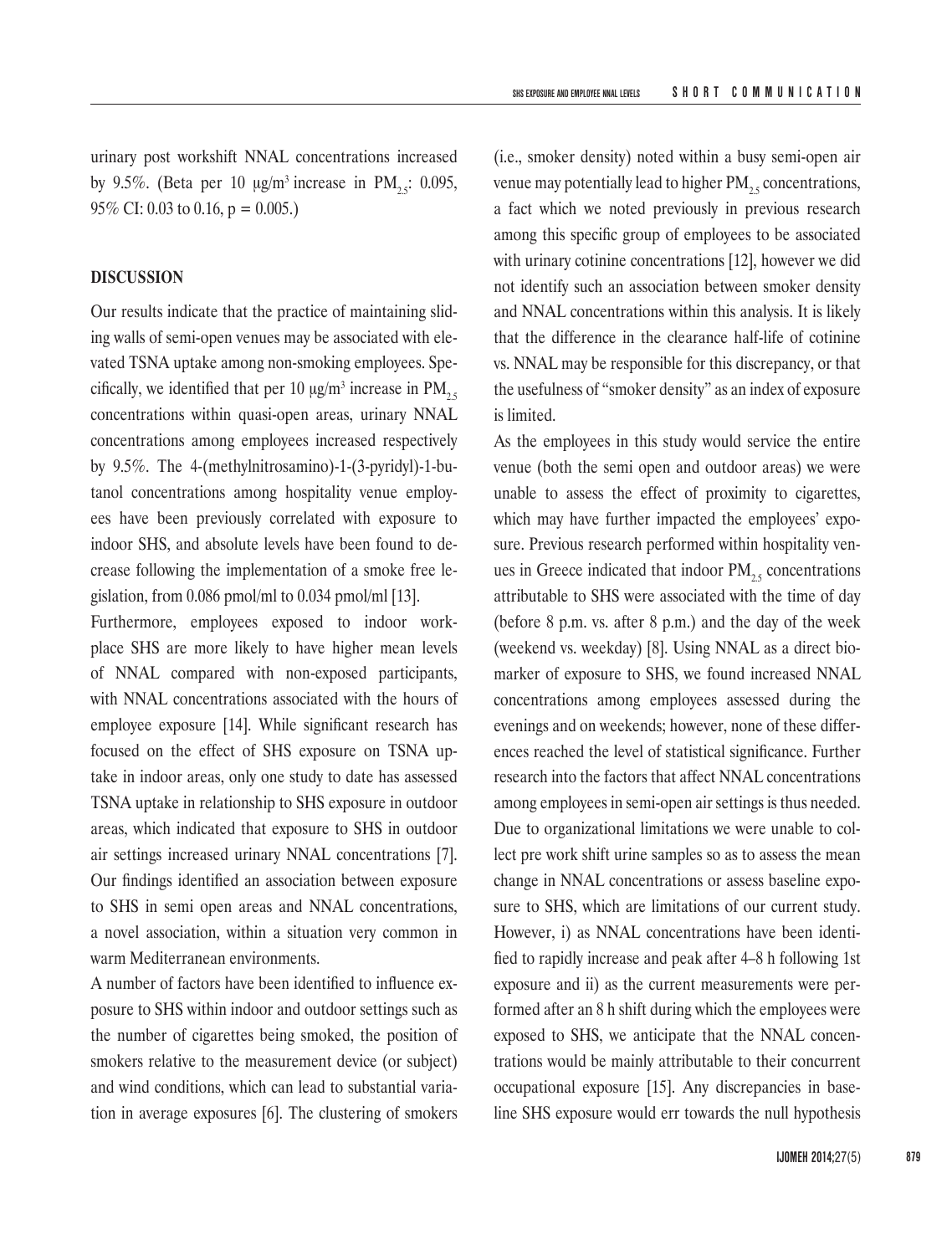urinary post workshift NNAL concentrations increased by 9.5%. (Beta per 10 μg/m$^3$ increase in $PM_{2.5}$: 0.095, 95% CI: 0.03 to 0.16, $p = 0.005$.)

## DISCUSSION

Our results indicate that the practice of maintaining sliding walls of semi-open venues may be associated with elevated TSNA uptake among non-smoking employees. Specifically, we identified that per 10 μg/m$^3$ increase in $PM_{2.5}$ concentrations within quasi-open areas, urinary NNAL concentrations among employees increased respectively by 9.5%. The 4-(methylnitrosamino)-1-(3-pyridyl)-1-butanol concentrations among hospitality venue employees have been previously correlated with exposure to indoor SHS, and absolute levels have been found to decrease following the implementation of a smoke free legislation, from 0.086 pmol/ml to 0.034 pmol/ml [13].

Furthermore, employees exposed to indoor workplace SHS are more likely to have higher mean levels of NNAL compared with non-exposed participants, with NNAL concentrations associated with the hours of employee exposure [14]. While significant research has focused on the effect of SHS exposure on TSNA uptake in indoor areas, only one study to date has assessed TSNA uptake in relationship to SHS exposure in outdoor areas, which indicated that exposure to SHS in outdoor air settings increased urinary NNAL concentrations [7]. Our findings identified an association between exposure to SHS in semi open areas and NNAL concentrations, a novel association, within a situation very common in warm Mediterranean environments.

A number of factors have been identified to influence exposure to SHS within indoor and outdoor settings such as the number of cigarettes being smoked, the position of smokers relative to the measurement device (or subject) and wind conditions, which can lead to substantial variation in average exposures [6]. The clustering of smokers (i.e., smoker density) noted within a busy semi-open air venue may potentially lead to higher $PM_{2.5}$ concentrations, a fact which we noted previously in previous research among this specific group of employees to be associated with urinary cotinine concentrations [12], however we did not identify such an association between smoker density and NNAL concentrations within this analysis. It is likely that the difference in the clearance half-life of cotinine vs. NNAL may be responsible for this discrepancy, or that the usefulness of "smoker density" as an index of exposure is limited.

As the employees in this study would service the entire venue (both the semi open and outdoor areas) we were unable to assess the effect of proximity to cigarettes, which may have further impacted the employees' exposure. Previous research performed within hospitality venues in Greece indicated that indoor $PM_{2.5}$ concentrations attributable to SHS were associated with the time of day (before 8 p.m. vs. after 8 p.m.) and the day of the week (weekend vs. weekday) [8]. Using NNAL as a direct biomarker of exposure to SHS, we found increased NNAL concentrations among employees assessed during the evenings and on weekends; however, none of these differences reached the level of statistical significance. Further research into the factors that affect NNAL concentrations among employees in semi-open air settings is thus needed. Due to organizational limitations we were unable to collect pre work shift urine samples so as to assess the mean change in NNAL concentrations or assess baseline exposure to SHS, which are limitations of our current study. However, i) as NNAL concentrations have been identified to rapidly increase and peak after 4–8 h following 1st exposure and ii) as the current measurements were performed after an 8 h shift during which the employees were exposed to SHS, we anticipate that the NNAL concentrations would be mainly attributable to their concurrent occupational exposure [15]. Any discrepancies in baseline SHS exposure would err towards the null hypothesis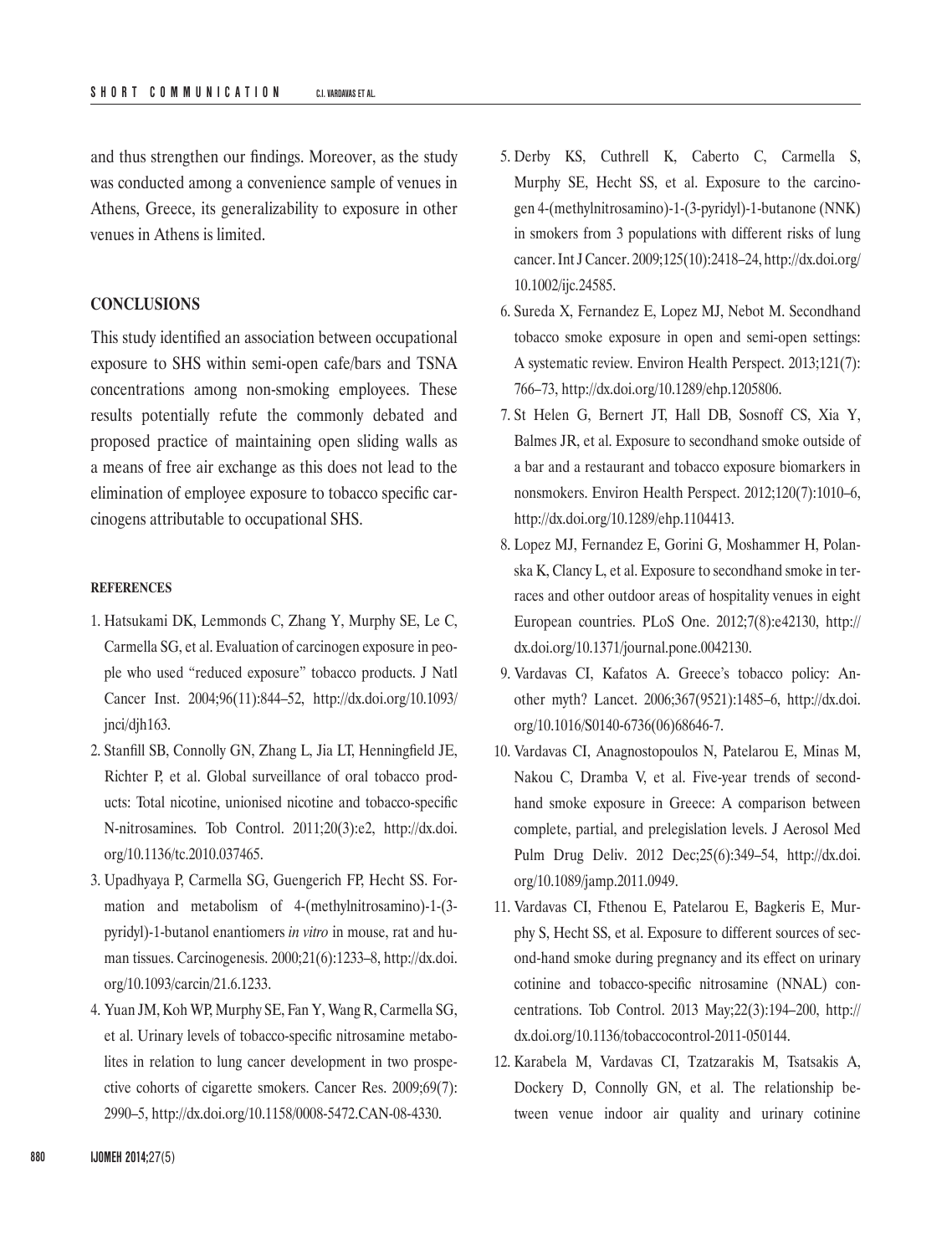and thus strengthen our findings. Moreover, as the study was conducted among a convenience sample of venues in Athens, Greece, its generalizability to exposure in other venues in Athens is limited.

## CONCLUSIONS

This study identified an association between occupational exposure to SHS within semi-open cafe/bars and TSNA concentrations among non-smoking employees. These results potentially refute the commonly debated and proposed practice of maintaining open sliding walls as a means of free air exchange as this does not lead to the elimination of employee exposure to tobacco specific carcinogens attributable to occupational SHS.

### REFERENCES

1. Hatsukami DK, Lemmonds C, Zhang Y, Murphy SE, Le C, Carmella SG, et al. Evaluation of carcinogen exposure in people who used "reduced exposure" tobacco products. J Natl Cancer Inst. 2004;96(11):844–52, http://dx.doi.org/10.1093/jnci/djh163.
2. Stanfill SB, Connolly GN, Zhang L, Jia LT, Henningfield JE, Richter P, et al. Global surveillance of oral tobacco products: Total nicotine, unionised nicotine and tobacco-specific N-nitrosamines. Tob Control. 2011;20(3):e2, http://dx.doi.org/10.1136/tc.2010.037465.
3. Upadhyaya P, Carmella SG, Guengerich FP, Hecht SS. Formation and metabolism of 4-(methylnitrosamino)-1-(3-pyridyl)-1-butanol enantiomers *in vitro* in mouse, rat and human tissues. Carcinogenesis. 2000;21(6):1233–8, http://dx.doi.org/10.1093/carcin/21.6.1233.
4. Yuan JM, Koh WP, Murphy SE, Fan Y, Wang R, Carmella SG, et al. Urinary levels of tobacco-specific nitrosamine metabolites in relation to lung cancer development in two prospective cohorts of cigarette smokers. Cancer Res. 2009;69(7):2990–5, http://dx.doi.org/10.1158/0008-5472.CAN-08-4330.
5. Derby KS, Cuthrell K, Caberto C, Carmella S, Murphy SE, Hecht SS, et al. Exposure to the carcinogen 4-(methylnitrosamino)-1-(3-pyridyl)-1-butanone (NNK) in smokers from 3 populations with different risks of lung cancer. Int J Cancer. 2009;125(10):2418–24, http://dx.doi.org/10.1002/ijc.24585.
6. Sureda X, Fernandez E, Lopez MJ, Nebot M. Secondhand tobacco smoke exposure in open and semi-open settings: A systematic review. Environ Health Perspect. 2013;121(7):766–73, http://dx.doi.org/10.1289/ehp.1205806.
7. St Helen G, Bernert JT, Hall DB, Sosnoff CS, Xia Y, Balmes JR, et al. Exposure to secondhand smoke outside of a bar and a restaurant and tobacco exposure biomarkers in nonsmokers. Environ Health Perspect. 2012;120(7):1010–6, http://dx.doi.org/10.1289/ehp.1104413.
8. Lopez MJ, Fernandez E, Gorini G, Moshammer H, Polanska K, Clancy L, et al. Exposure to secondhand smoke in terraces and other outdoor areas of hospitality venues in eight European countries. PLoS One. 2012;7(8):e42130, http://dx.doi.org/10.1371/journal.pone.0042130.
9. Vardavas CI, Kafatos A. Greece's tobacco policy: Another myth? Lancet. 2006;367(9521):1485–6, http://dx.doi.org/10.1016/S0140-6736(06)68646-7.
10. Vardavas CI, Anagnostopoulos N, Patelarou E, Minas M, Nakou C, Dramba V, et al. Five-year trends of secondhand smoke exposure in Greece: A comparison between complete, partial, and prelegislation levels. J Aerosol Med Pulm Drug Deliv. 2012 Dec;25(6):349–54, http://dx.doi.org/10.1089/jamp.2011.0949.
11. Vardavas CI, Fthenou E, Patelarou E, Bagkeris E, Murphy S, Hecht SS, et al. Exposure to different sources of second-hand smoke during pregnancy and its effect on urinary cotinine and tobacco-specific nitrosamine (NNAL) concentrations. Tob Control. 2013 May;22(3):194–200, http://dx.doi.org/10.1136/tobaccocontrol-2011-050144.
12. Karabela M, Vardavas CI, Tzatzarakis M, Tsatsakis A, Dockery D, Connolly GN, et al. The relationship between venue indoor air quality and urinary cotinine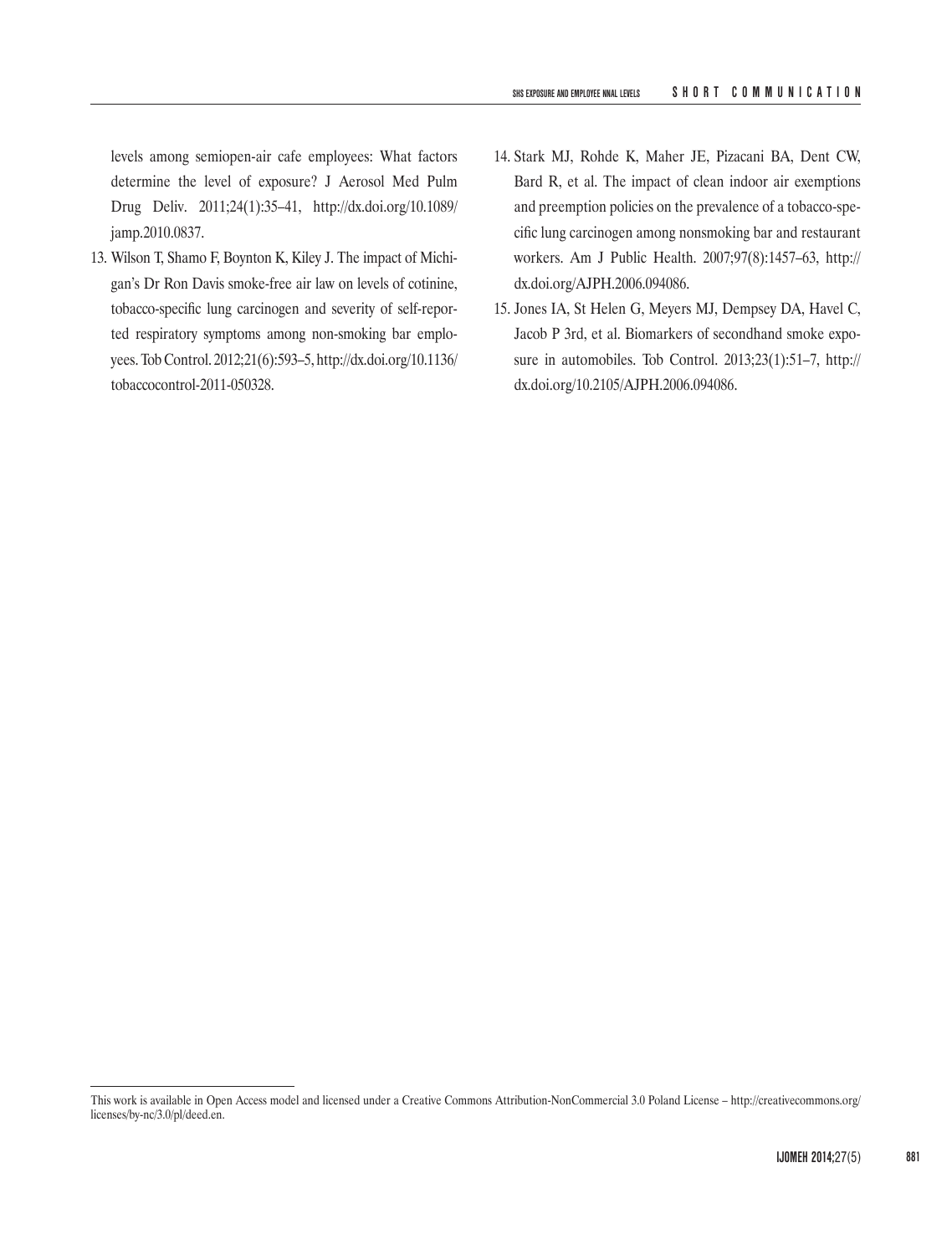levels among semiopen-air cafe employees: What factors determine the level of exposure? J Aerosol Med Pulm Drug Deliv. 2011;24(1):35–41, http://dx.doi.org/10.1089/jamp.2010.0837.

13. Wilson T, Shamo F, Boynton K, Kiley J. The impact of Michigan's Dr Ron Davis smoke-free air law on levels of cotinine, tobacco-specific lung carcinogen and severity of self-reported respiratory symptoms among non-smoking bar employees. Tob Control. 2012;21(6):593–5, http://dx.doi.org/10.1136/tobaccocontrol-2011-050328.
14. Stark MJ, Rohde K, Maher JE, Pizacani BA, Dent CW, Bard R, et al. The impact of clean indoor air exemptions and preemption policies on the prevalence of a tobacco-specific lung carcinogen among nonsmoking bar and restaurant workers. Am J Public Health. 2007;97(8):1457–63, http://dx.doi.org/AJPH.2006.094086.
15. Jones IA, St Helen G, Meyers MJ, Dempsey DA, Havel C, Jacob P 3rd, et al. Biomarkers of secondhand smoke exposure in automobiles. Tob Control. 2013;23(1):51–7, http://dx.doi.org/10.2105/AJPH.2006.094086.

This work is available in Open Access model and licensed under a Creative Commons Attribution-NonCommercial 3.0 Poland License – http://creativecommons.org/licenses/by-nc/3.0/pl/deed.en.